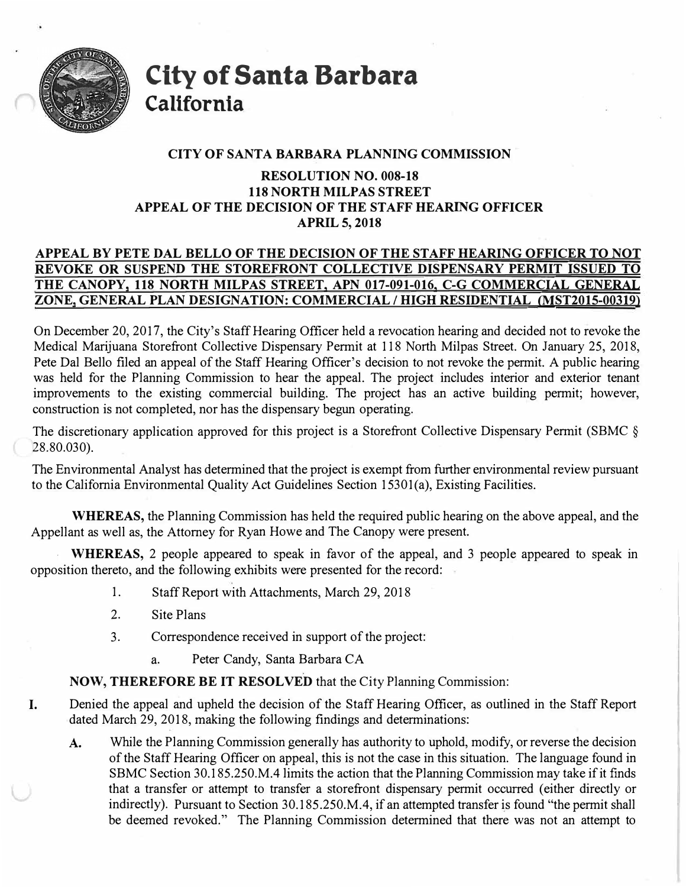# City of Santa Barbara
## California

### CITY OF SANTA BARBARA PLANNING COMMISSION

### RESOLUTION NO. 008-18
### 118 NORTH MILPAS STREET
### APPEAL OF THE DECISION OF THE STAFF HEARING OFFICER
### APRIL 5, 2018

**APPEAL BY PETE DAL BELLO OF THE DECISION OF THE STAFF HEARING OFFICER TO NOT REVOKE OR SUSPEND THE STOREFRONT COLLECTIVE DISPENSARY PERMIT ISSUED TO THE CANOPY, 118 NORTH MILPAS STREET, APN 017-091-016, C-G COMMERCIAL GENERAL ZONE, GENERAL PLAN DESIGNATION: COMMERCIAL / HIGH RESIDENTIAL (MST2015-00319)**

On December 20, 2017, the City's Staff Hearing Officer held a revocation hearing and decided not to revoke the Medical Marijuana Storefront Collective Dispensary Permit at 118 North Milpas Street. On January 25, 2018, Pete Dal Bello filed an appeal of the Staff Hearing Officer's decision to not revoke the permit. A public hearing was held for the Planning Commission to hear the appeal. The project includes interior and exterior tenant improvements to the existing commercial building. The project has an active building permit; however, construction is not completed, nor has the dispensary begun operating.

The discretionary application approved for this project is a Storefront Collective Dispensary Permit (SBMC § 28.80.030).

The Environmental Analyst has determined that the project is exempt from further environmental review pursuant to the California Environmental Quality Act Guidelines Section 15301(a), Existing Facilities.

**WHEREAS,** the Planning Commission has held the required public hearing on the above appeal, and the Appellant as well as, the Attorney for Ryan Howe and The Canopy were present.

**WHEREAS,** 2 people appeared to speak in favor of the appeal, and 3 people appeared to speak in opposition thereto, and the following exhibits were presented for the record:

1. Staff Report with Attachments, March 29, 2018
2. Site Plans
3. Correspondence received in support of the project:
   a. Peter Candy, Santa Barbara CA

**NOW, THEREFORE BE IT RESOLVED** that the City Planning Commission:

**I.** Denied the appeal and upheld the decision of the Staff Hearing Officer, as outlined in the Staff Report dated March 29, 2018, making the following findings and determinations:

**A.** While the Planning Commission generally has authority to uphold, modify, or reverse the decision of the Staff Hearing Officer on appeal, this is not the case in this situation. The language found in SBMC Section 30.185.250.M.4 limits the action that the Planning Commission may take if it finds that a transfer or attempt to transfer a storefront dispensary permit occurred (either directly or indirectly). Pursuant to Section 30.185.250.M.4, if an attempted transfer is found "the permit shall be deemed revoked." The Planning Commission determined that there was not an attempt to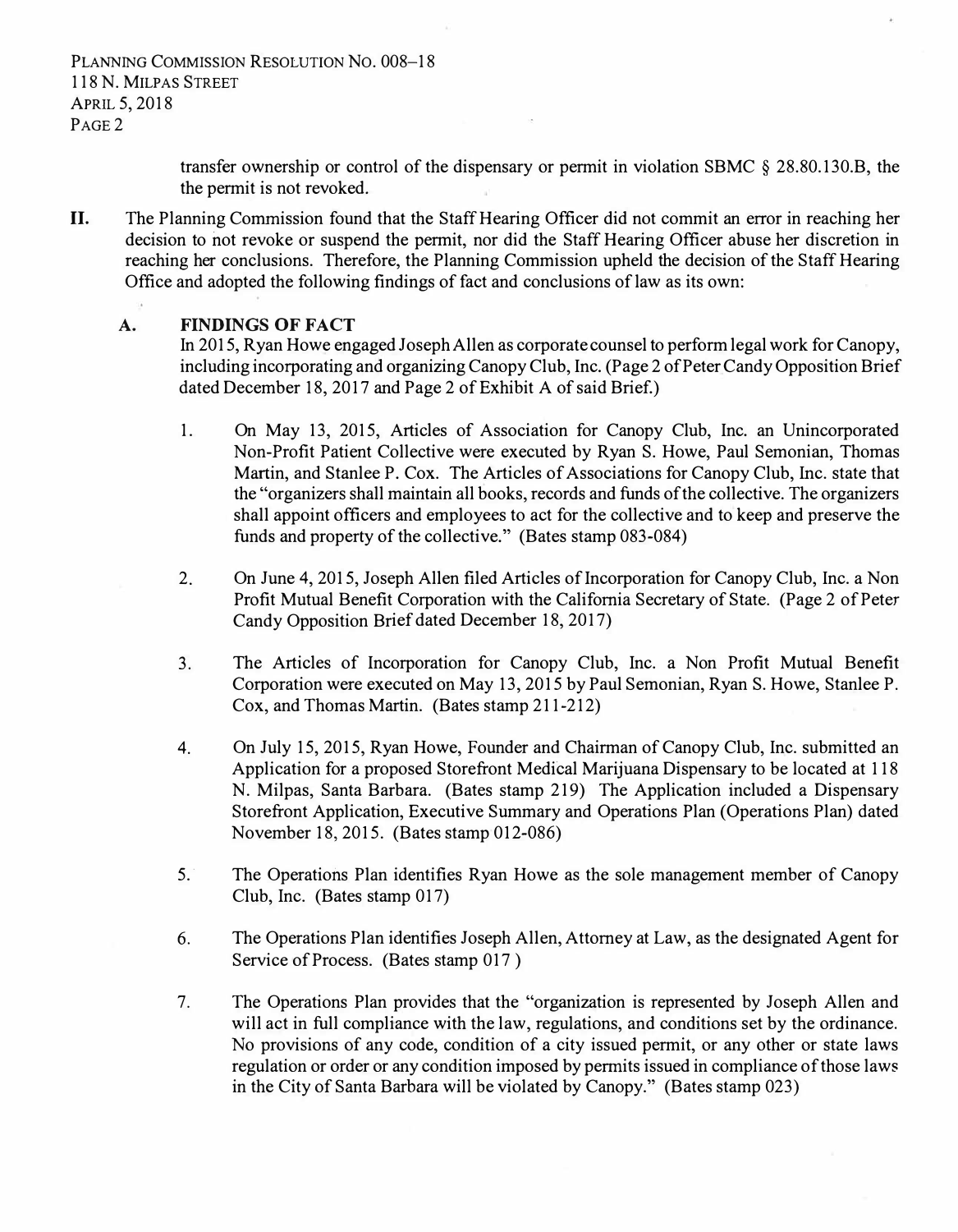transfer ownership or control of the dispensary or permit in violation SBMC § 28.80.130.B, the the permit is not revoked.

**II.** The Planning Commission found that the Staff Hearing Officer did not commit an error in reaching her decision to not revoke or suspend the permit, nor did the Staff Hearing Officer abuse her discretion in reaching her conclusions. Therefore, the Planning Commission upheld the decision of the Staff Hearing Office and adopted the following findings of fact and conclusions of law as its own:

**A. FINDINGS OF FACT**

In 2015, Ryan Howe engaged Joseph Allen as corporate counsel to perform legal work for Canopy, including incorporating and organizing Canopy Club, Inc. (Page 2 of Peter Candy Opposition Brief dated December 18, 2017 and Page 2 of Exhibit A of said Brief.)

1. On May 13, 2015, Articles of Association for Canopy Club, Inc. an Unincorporated Non-Profit Patient Collective were executed by Ryan S. Howe, Paul Semonian, Thomas Martin, and Stanlee P. Cox. The Articles of Associations for Canopy Club, Inc. state that the "organizers shall maintain all books, records and funds of the collective. The organizers shall appoint officers and employees to act for the collective and to keep and preserve the funds and property of the collective." (Bates stamp 083-084)

2. On June 4, 2015, Joseph Allen filed Articles of Incorporation for Canopy Club, Inc. a Non Profit Mutual Benefit Corporation with the California Secretary of State. (Page 2 of Peter Candy Opposition Brief dated December 18, 2017)

3. The Articles of Incorporation for Canopy Club, Inc. a Non Profit Mutual Benefit Corporation were executed on May 13, 2015 by Paul Semonian, Ryan S. Howe, Stanlee P. Cox, and Thomas Martin. (Bates stamp 211-212)

4. On July 15, 2015, Ryan Howe, Founder and Chairman of Canopy Club, Inc. submitted an Application for a proposed Storefront Medical Marijuana Dispensary to be located at 118 N. Milpas, Santa Barbara. (Bates stamp 219) The Application included a Dispensary Storefront Application, Executive Summary and Operations Plan (Operations Plan) dated November 18, 2015. (Bates stamp 012-086)

5. The Operations Plan identifies Ryan Howe as the sole management member of Canopy Club, Inc. (Bates stamp 017)

6. The Operations Plan identifies Joseph Allen, Attorney at Law, as the designated Agent for Service of Process. (Bates stamp 017 )

7. The Operations Plan provides that the "organization is represented by Joseph Allen and will act in full compliance with the law, regulations, and conditions set by the ordinance. No provisions of any code, condition of a city issued permit, or any other or state laws regulation or order or any condition imposed by permits issued in compliance of those laws in the City of Santa Barbara will be violated by Canopy." (Bates stamp 023)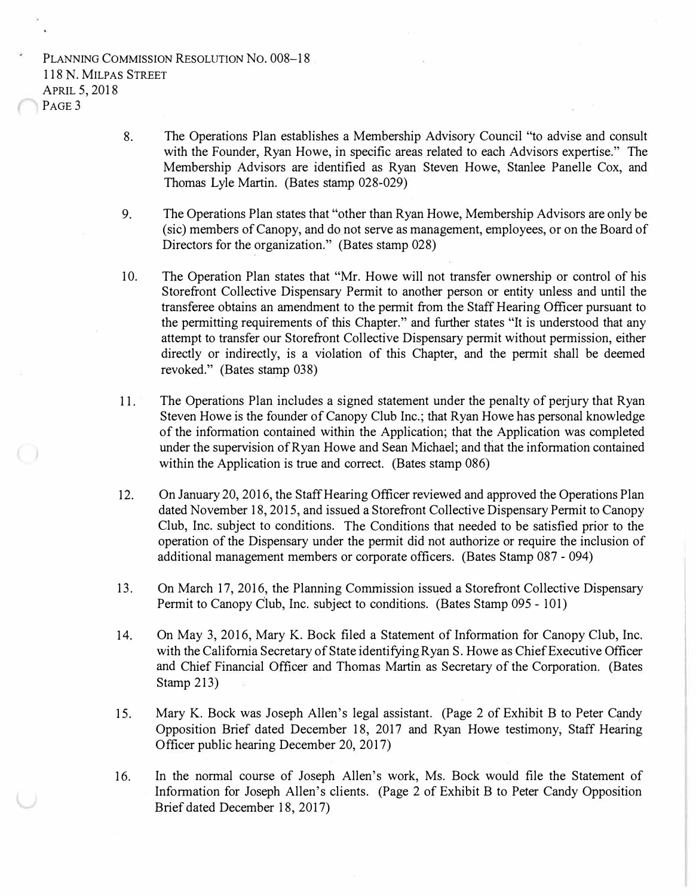8. The Operations Plan establishes a Membership Advisory Council "to advise and consult with the Founder, Ryan Howe, in specific areas related to each Advisors expertise." The Membership Advisors are identified as Ryan Steven Howe, Stanlee Panelle Cox, and Thomas Lyle Martin. (Bates stamp 028-029)

9. The Operations Plan states that "other than Ryan Howe, Membership Advisors are only be (sic) members of Canopy, and do not serve as management, employees, or on the Board of Directors for the organization." (Bates stamp 028)

10. The Operation Plan states that "Mr. Howe will not transfer ownership or control of his Storefront Collective Dispensary Permit to another person or entity unless and until the transferee obtains an amendment to the permit from the Staff Hearing Officer pursuant to the permitting requirements of this Chapter." and further states "It is understood that any attempt to transfer our Storefront Collective Dispensary permit without permission, either directly or indirectly, is a violation of this Chapter, and the permit shall be deemed revoked." (Bates stamp 038)

11. The Operations Plan includes a signed statement under the penalty of perjury that Ryan Steven Howe is the founder of Canopy Club Inc.; that Ryan Howe has personal knowledge of the information contained within the Application; that the Application was completed under the supervision of Ryan Howe and Sean Michael; and that the information contained within the Application is true and correct. (Bates stamp 086)

12. On January 20, 2016, the Staff Hearing Officer reviewed and approved the Operations Plan dated November 18, 2015, and issued a Storefront Collective Dispensary Permit to Canopy Club, Inc. subject to conditions. The Conditions that needed to be satisfied prior to the operation of the Dispensary under the permit did not authorize or require the inclusion of additional management members or corporate officers. (Bates Stamp 087 - 094)

13. On March 17, 2016, the Planning Commission issued a Storefront Collective Dispensary Permit to Canopy Club, Inc. subject to conditions. (Bates Stamp 095 - 101)

14. On May 3, 2016, Mary K. Bock filed a Statement of Information for Canopy Club, Inc. with the California Secretary of State identifying Ryan S. Howe as Chief Executive Officer and Chief Financial Officer and Thomas Martin as Secretary of the Corporation. (Bates Stamp 213)

15. Mary K. Bock was Joseph Allen's legal assistant. (Page 2 of Exhibit B to Peter Candy Opposition Brief dated December 18, 2017 and Ryan Howe testimony, Staff Hearing Officer public hearing December 20, 2017)

16. In the normal course of Joseph Allen's work, Ms. Bock would file the Statement of Information for Joseph Allen's clients. (Page 2 of Exhibit B to Peter Candy Opposition Brief dated December 18, 2017)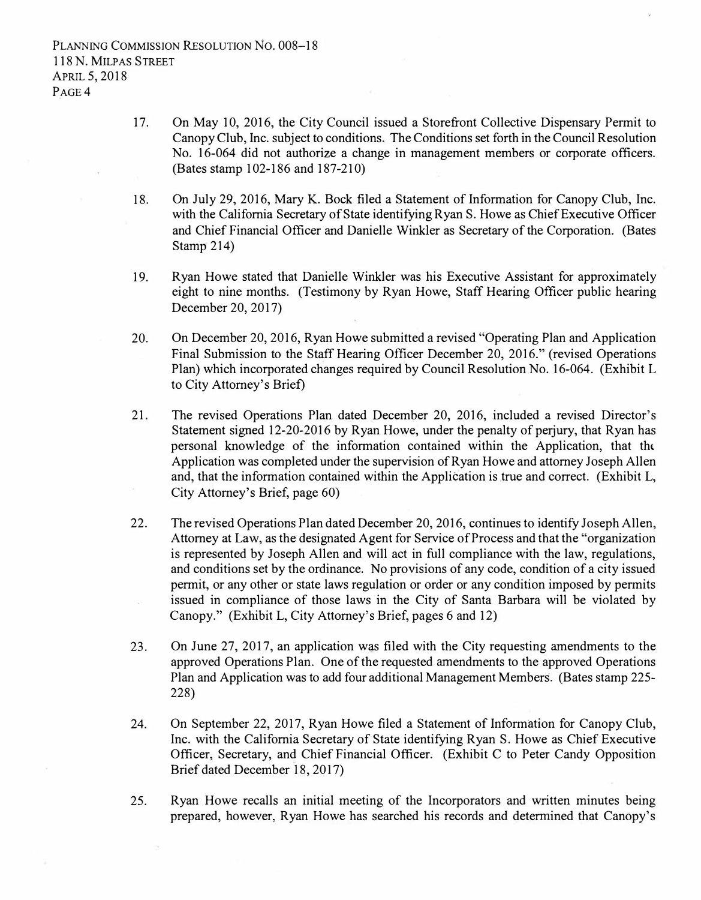17. On May 10, 2016, the City Council issued a Storefront Collective Dispensary Permit to Canopy Club, Inc. subject to conditions. The Conditions set forth in the Council Resolution No. 16-064 did not authorize a change in management members or corporate officers. (Bates stamp 102-186 and 187-210)

18. On July 29, 2016, Mary K. Bock filed a Statement of Information for Canopy Club, Inc. with the California Secretary of State identifying Ryan S. Howe as Chief Executive Officer and Chief Financial Officer and Danielle Winkler as Secretary of the Corporation. (Bates Stamp 214)

19. Ryan Howe stated that Danielle Winkler was his Executive Assistant for approximately eight to nine months. (Testimony by Ryan Howe, Staff Hearing Officer public hearing December 20, 2017)

20. On December 20, 2016, Ryan Howe submitted a revised "Operating Plan and Application Final Submission to the Staff Hearing Officer December 20, 2016." (revised Operations Plan) which incorporated changes required by Council Resolution No. 16-064. (Exhibit L to City Attorney's Brief)

21. The revised Operations Plan dated December 20, 2016, included a revised Director's Statement signed 12-20-2016 by Ryan Howe, under the penalty of perjury, that Ryan has personal knowledge of the information contained within the Application, that the Application was completed under the supervision of Ryan Howe and attorney Joseph Allen and, that the information contained within the Application is true and correct. (Exhibit L, City Attorney's Brief, page 60)

22. The revised Operations Plan dated December 20, 2016, continues to identify Joseph Allen, Attorney at Law, as the designated Agent for Service of Process and that the "organization is represented by Joseph Allen and will act in full compliance with the law, regulations, and conditions set by the ordinance. No provisions of any code, condition of a city issued permit, or any other or state laws regulation or order or any condition imposed by permits issued in compliance of those laws in the City of Santa Barbara will be violated by Canopy." (Exhibit L, City Attorney's Brief, pages 6 and 12)

23. On June 27, 2017, an application was filed with the City requesting amendments to the approved Operations Plan. One of the requested amendments to the approved Operations Plan and Application was to add four additional Management Members. (Bates stamp 225-228)

24. On September 22, 2017, Ryan Howe filed a Statement of Information for Canopy Club, Inc. with the California Secretary of State identifying Ryan S. Howe as Chief Executive Officer, Secretary, and Chief Financial Officer. (Exhibit C to Peter Candy Opposition Brief dated December 18, 2017)

25. Ryan Howe recalls an initial meeting of the Incorporators and written minutes being prepared, however, Ryan Howe has searched his records and determined that Canopy's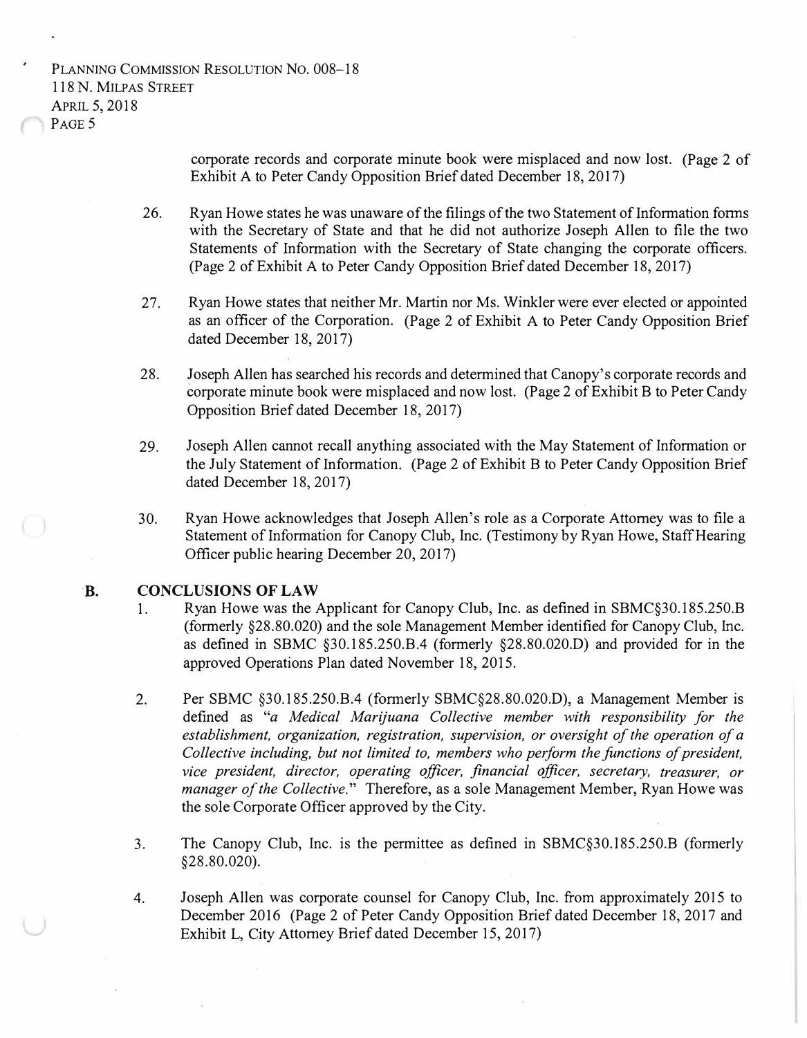corporate records and corporate minute book were misplaced and now lost. (Page 2 of Exhibit A to Peter Candy Opposition Brief dated December 18, 2017)

26. Ryan Howe states he was unaware of the filings of the two Statement of Information forms with the Secretary of State and that he did not authorize Joseph Allen to file the two Statements of Information with the Secretary of State changing the corporate officers. (Page 2 of Exhibit A to Peter Candy Opposition Brief dated December 18, 2017)

27. Ryan Howe states that neither Mr. Martin nor Ms. Winkler were ever elected or appointed as an officer of the Corporation. (Page 2 of Exhibit A to Peter Candy Opposition Brief dated December 18, 2017)

28. Joseph Allen has searched his records and determined that Canopy's corporate records and corporate minute book were misplaced and now lost. (Page 2 of Exhibit B to Peter Candy Opposition Brief dated December 18, 2017)

29. Joseph Allen cannot recall anything associated with the May Statement of Information or the July Statement of Information. (Page 2 of Exhibit B to Peter Candy Opposition Brief dated December 18, 2017)

30. Ryan Howe acknowledges that Joseph Allen's role as a Corporate Attorney was to file a Statement of Information for Canopy Club, Inc. (Testimony by Ryan Howe, Staff Hearing Officer public hearing December 20, 2017)

## B. CONCLUSIONS OF LAW

1. Ryan Howe was the Applicant for Canopy Club, Inc. as defined in SBMC§30.185.250.B (formerly §28.80.020) and the sole Management Member identified for Canopy Club, Inc. as defined in SBMC §30.185.250.B.4 (formerly §28.80.020.D) and provided for in the approved Operations Plan dated November 18, 2015.

2. Per SBMC §30.185.250.B.4 (formerly SBMC§28.80.020.D), a Management Member is defined as "*a Medical Marijuana Collective member with responsibility for the establishment, organization, registration, supervision, or oversight of the operation of a Collective including, but not limited to, members who perform the functions of president, vice president, director, operating officer, financial officer, secretary, treasurer, or manager of the Collective.*" Therefore, as a sole Management Member, Ryan Howe was the sole Corporate Officer approved by the City.

3. The Canopy Club, Inc. is the permittee as defined in SBMC§30.185.250.B (formerly §28.80.020).

4. Joseph Allen was corporate counsel for Canopy Club, Inc. from approximately 2015 to December 2016 (Page 2 of Peter Candy Opposition Brief dated December 18, 2017 and Exhibit L, City Attorney Brief dated December 15, 2017)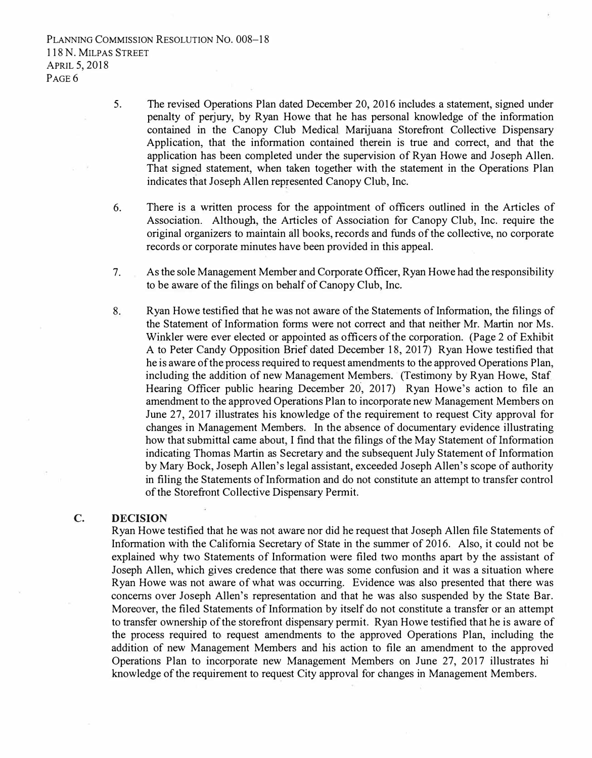5. The revised Operations Plan dated December 20, 2016 includes a statement, signed under penalty of perjury, by Ryan Howe that he has personal knowledge of the information contained in the Canopy Club Medical Marijuana Storefront Collective Dispensary Application, that the information contained therein is true and correct, and that the application has been completed under the supervision of Ryan Howe and Joseph Allen. That signed statement, when taken together with the statement in the Operations Plan indicates that Joseph Allen represented Canopy Club, Inc.

6. There is a written process for the appointment of officers outlined in the Articles of Association. Although, the Articles of Association for Canopy Club, Inc. require the original organizers to maintain all books, records and funds of the collective, no corporate records or corporate minutes have been provided in this appeal.

7. As the sole Management Member and Corporate Officer, Ryan Howe had the responsibility to be aware of the filings on behalf of Canopy Club, Inc.

8. Ryan Howe testified that he was not aware of the Statements of Information, the filings of the Statement of Information forms were not correct and that neither Mr. Martin nor Ms. Winkler were ever elected or appointed as officers of the corporation. (Page 2 of Exhibit A to Peter Candy Opposition Brief dated December 18, 2017) Ryan Howe testified that he is aware of the process required to request amendments to the approved Operations Plan, including the addition of new Management Members. (Testimony by Ryan Howe, Staf Hearing Officer public hearing December 20, 2017) Ryan Howe's action to file an amendment to the approved Operations Plan to incorporate new Management Members on June 27, 2017 illustrates his knowledge of the requirement to request City approval for changes in Management Members. In the absence of documentary evidence illustrating how that submittal came about, I find that the filings of the May Statement of Information indicating Thomas Martin as Secretary and the subsequent July Statement of Information by Mary Bock, Joseph Allen's legal assistant, exceeded Joseph Allen's scope of authority in filing the Statements of Information and do not constitute an attempt to transfer control of the Storefront Collective Dispensary Permit.

## C. DECISION

Ryan Howe testified that he was not aware nor did he request that Joseph Allen file Statements of Information with the California Secretary of State in the summer of 2016. Also, it could not be explained why two Statements of Information were filed two months apart by the assistant of Joseph Allen, which gives credence that there was some confusion and it was a situation where Ryan Howe was not aware of what was occurring. Evidence was also presented that there was concerns over Joseph Allen's representation and that he was also suspended by the State Bar. Moreover, the filed Statements of Information by itself do not constitute a transfer or an attempt to transfer ownership of the storefront dispensary permit. Ryan Howe testified that he is aware of the process required to request amendments to the approved Operations Plan, including the addition of new Management Members and his action to file an amendment to the approved Operations Plan to incorporate new Management Members on June 27, 2017 illustrates hi knowledge of the requirement to request City approval for changes in Management Members.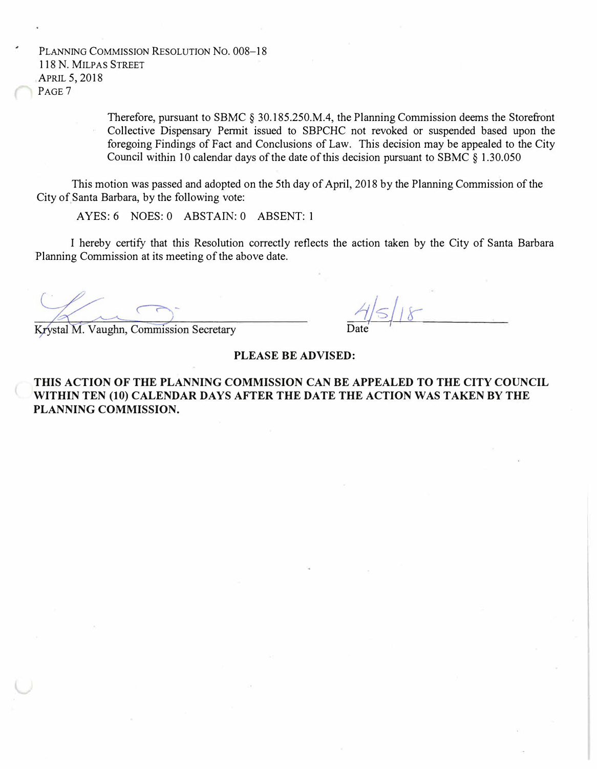Therefore, pursuant to SBMC § 30.185.250.M.4, the Planning Commission deems the Storefront Collective Dispensary Permit issued to SBPCHC not revoked or suspended based upon the foregoing Findings of Fact and Conclusions of Law. This decision may be appealed to the City Council within 10 calendar days of the date of this decision pursuant to SBMC § 1.30.050

This motion was passed and adopted on the 5th day of April, 2018 by the Planning Commission of the City of Santa Barbara, by the following vote:

AYES: 6 NOES: 0 ABSTAIN: 0 ABSENT: 1

I hereby certify that this Resolution correctly reflects the action taken by the City of Santa Barbara Planning Commission at its meeting of the above date.

Krystal M. Vaughn, Commission Secretary

4/5/18
Date

**PLEASE BE ADVISED:**

**THIS ACTION OF THE PLANNING COMMISSION CAN BE APPEALED TO THE CITY COUNCIL WITHIN TEN (10) CALENDAR DAYS AFTER THE DATE THE ACTION WAS TAKEN BY THE PLANNING COMMISSION.**